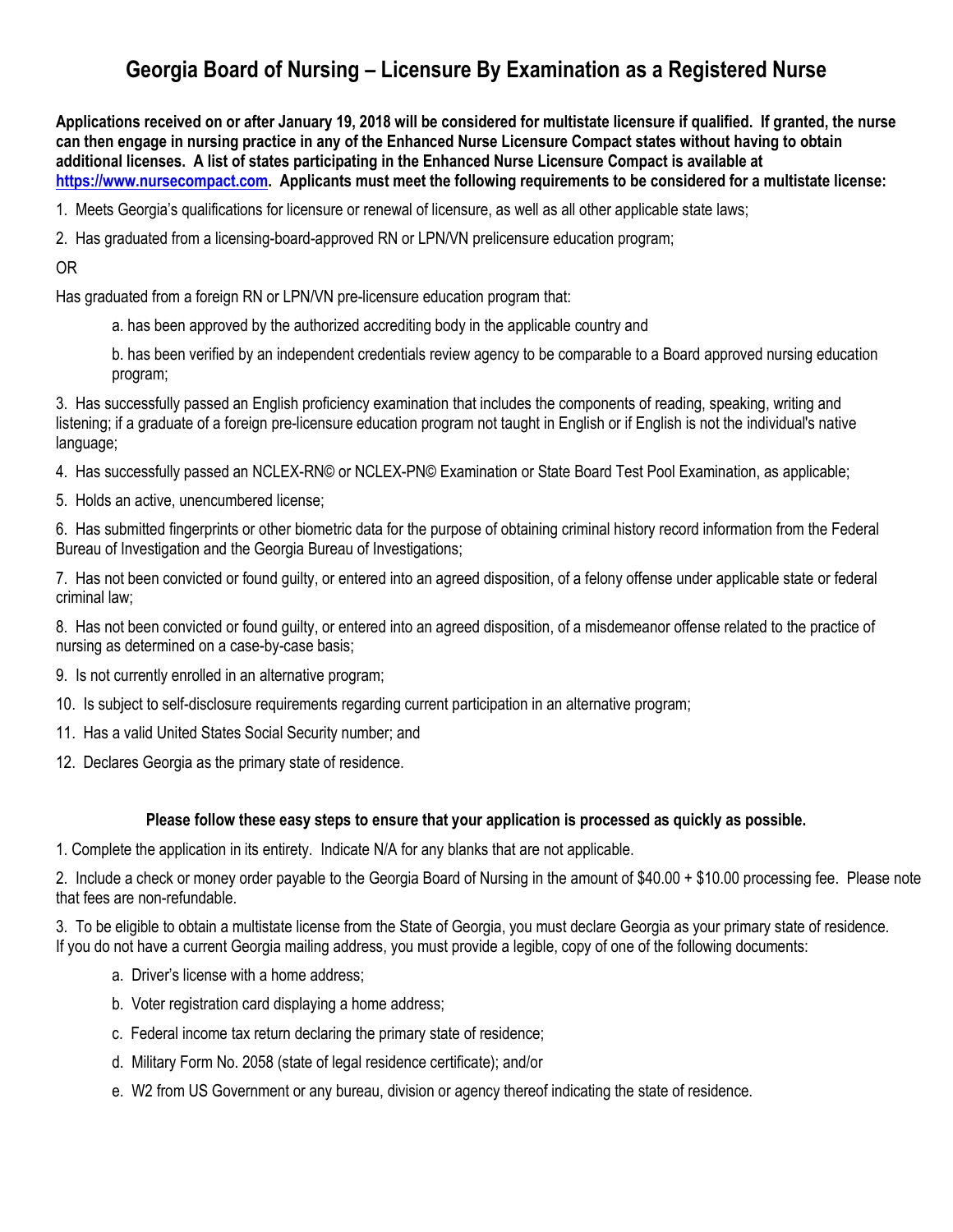# Georgia Board of Nursing – Licensure By Examination as a Registered Nurse

**Applications received on or after January 19, 2018 will be considered for multistate licensure if qualified. If granted, the nurse can then engage in nursing practice in any of the Enhanced Nurse Licensure Compact states without having to obtain additional licenses. A list of states participating in the Enhanced Nurse Licensure Compact is available at [https://www.nursecompact.com](https://www.nursecompact.com). Applicants must meet the following requirements to be considered for a multistate license:**

1. Meets Georgia's qualifications for licensure or renewal of licensure, as well as all other applicable state laws;
2. Has graduated from a licensing-board-approved RN or LPN/VN prelicensure education program;

OR

Has graduated from a foreign RN or LPN/VN pre-licensure education program that:

   a. has been approved by the authorized accrediting body in the applicable country and

   b. has been verified by an independent credentials review agency to be comparable to a Board approved nursing education program;

3. Has successfully passed an English proficiency examination that includes the components of reading, speaking, writing and listening; if a graduate of a foreign pre-licensure education program not taught in English or if English is not the individual's native language;
4. Has successfully passed an NCLEX-RN© or NCLEX-PN© Examination or State Board Test Pool Examination, as applicable;
5. Holds an active, unencumbered license;
6. Has submitted fingerprints or other biometric data for the purpose of obtaining criminal history record information from the Federal Bureau of Investigation and the Georgia Bureau of Investigations;
7. Has not been convicted or found guilty, or entered into an agreed disposition, of a felony offense under applicable state or federal criminal law;
8. Has not been convicted or found guilty, or entered into an agreed disposition, of a misdemeanor offense related to the practice of nursing as determined on a case-by-case basis;
9. Is not currently enrolled in an alternative program;
10. Is subject to self-disclosure requirements regarding current participation in an alternative program;
11. Has a valid United States Social Security number; and
12. Declares Georgia as the primary state of residence.

**Please follow these easy steps to ensure that your application is processed as quickly as possible.**

1. Complete the application in its entirety. Indicate N/A for any blanks that are not applicable.
2. Include a check or money order payable to the Georgia Board of Nursing in the amount of $40.00 + $10.00 processing fee. Please note that fees are non-refundable.
3. To be eligible to obtain a multistate license from the State of Georgia, you must declare Georgia as your primary state of residence. If you do not have a current Georgia mailing address, you must provide a legible, copy of one of the following documents:

   a. Driver's license with a home address;

   b. Voter registration card displaying a home address;

   c. Federal income tax return declaring the primary state of residence;

   d. Military Form No. 2058 (state of legal residence certificate); and/or

   e. W2 from US Government or any bureau, division or agency thereof indicating the state of residence.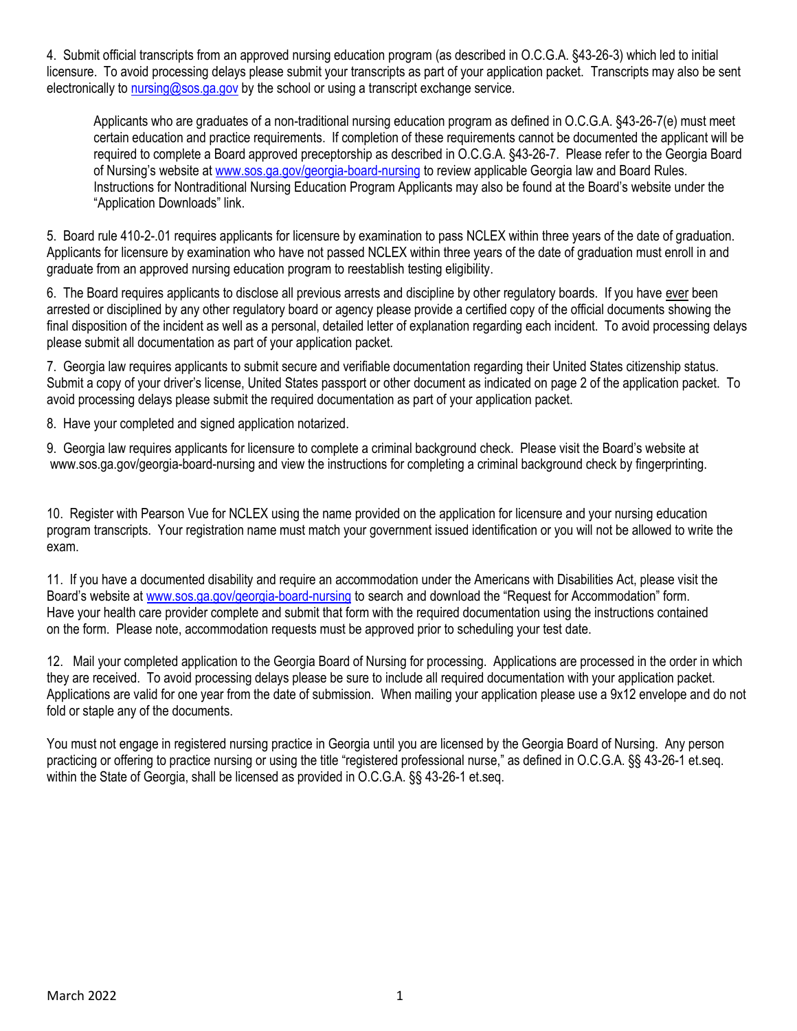4. Submit official transcripts from an approved nursing education program (as described in O.C.G.A. §43-26-3) which led to initial licensure. To avoid processing delays please submit your transcripts as part of your application packet. Transcripts may also be sent electronically to nursing@sos.ga.gov by the school or using a transcript exchange service.

> Applicants who are graduates of a non-traditional nursing education program as defined in O.C.G.A. §43-26-7(e) must meet certain education and practice requirements. If completion of these requirements cannot be documented the applicant will be required to complete a Board approved preceptorship as described in O.C.G.A. §43-26-7. Please refer to the Georgia Board of Nursing's website at www.sos.ga.gov/georgia-board-nursing to review applicable Georgia law and Board Rules. Instructions for Nontraditional Nursing Education Program Applicants may also be found at the Board's website under the "Application Downloads" link.

5. Board rule 410-2-.01 requires applicants for licensure by examination to pass NCLEX within three years of the date of graduation. Applicants for licensure by examination who have not passed NCLEX within three years of the date of graduation must enroll in and graduate from an approved nursing education program to reestablish testing eligibility.

6. The Board requires applicants to disclose all previous arrests and discipline by other regulatory boards. If you have ever been arrested or disciplined by any other regulatory board or agency please provide a certified copy of the official documents showing the final disposition of the incident as well as a personal, detailed letter of explanation regarding each incident. To avoid processing delays please submit all documentation as part of your application packet.

7. Georgia law requires applicants to submit secure and verifiable documentation regarding their United States citizenship status. Submit a copy of your driver's license, United States passport or other document as indicated on page 2 of the application packet. To avoid processing delays please submit the required documentation as part of your application packet.

8. Have your completed and signed application notarized.

9. Georgia law requires applicants for licensure to complete a criminal background check. Please visit the Board's website at www.sos.ga.gov/georgia-board-nursing and view the instructions for completing a criminal background check by fingerprinting.

10. Register with Pearson Vue for NCLEX using the name provided on the application for licensure and your nursing education program transcripts. Your registration name must match your government issued identification or you will not be allowed to write the exam.

11. If you have a documented disability and require an accommodation under the Americans with Disabilities Act, please visit the Board's website at www.sos.ga.gov/georgia-board-nursing to search and download the "Request for Accommodation" form. Have your health care provider complete and submit that form with the required documentation using the instructions contained on the form. Please note, accommodation requests must be approved prior to scheduling your test date.

12. Mail your completed application to the Georgia Board of Nursing for processing. Applications are processed in the order in which they are received. To avoid processing delays please be sure to include all required documentation with your application packet. Applications are valid for one year from the date of submission. When mailing your application please use a 9x12 envelope and do not fold or staple any of the documents.

You must not engage in registered nursing practice in Georgia until you are licensed by the Georgia Board of Nursing. Any person practicing or offering to practice nursing or using the title "registered professional nurse," as defined in O.C.G.A. §§ 43-26-1 et.seq. within the State of Georgia, shall be licensed as provided in O.C.G.A. §§ 43-26-1 et.seq.

March 2022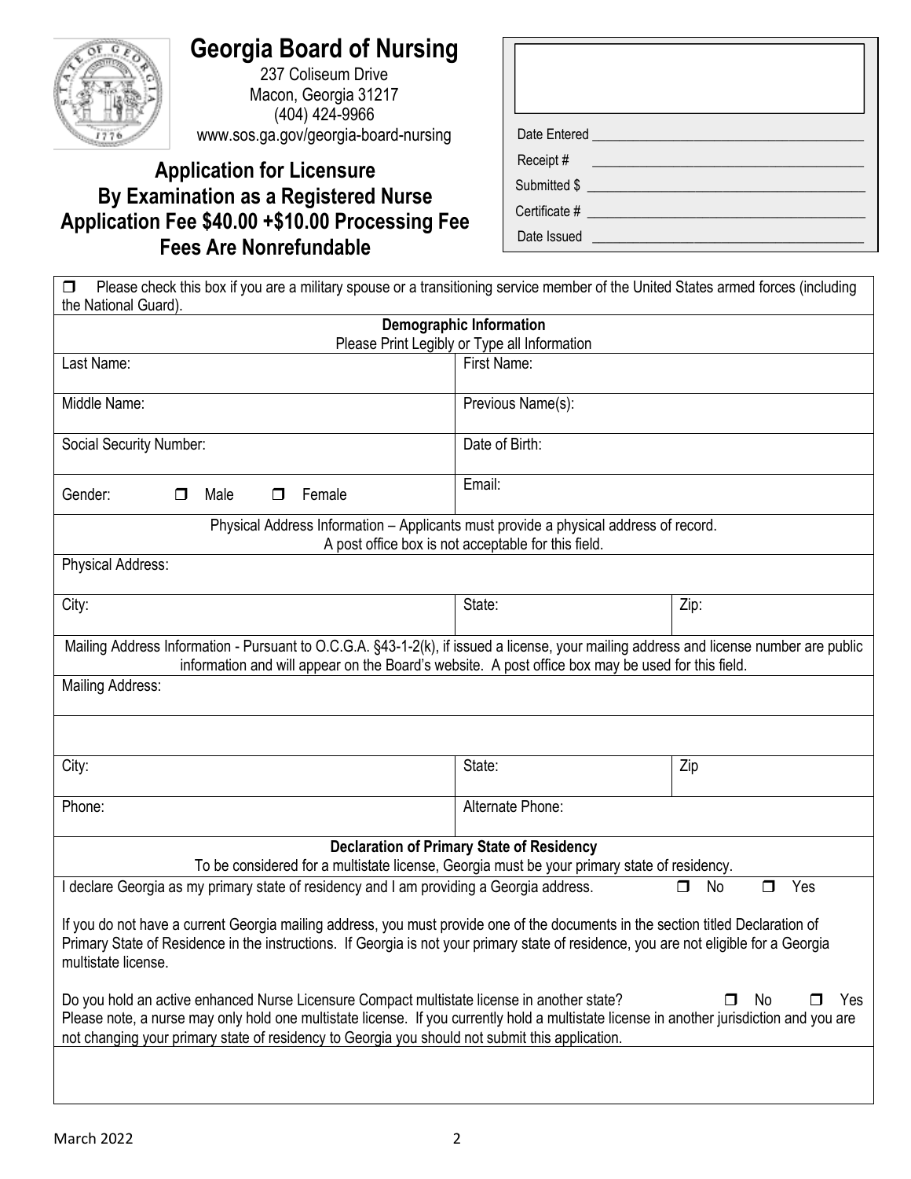# Georgia Board of Nursing

237 Coliseum Drive
Macon, Georgia 31217
(404) 424-9966
www.sos.ga.gov/georgia-board-nursing

## Application for Licensure By Examination as a Registered Nurse Application Fee $40.00 +$10.00 Processing Fee Fees Are Nonrefundable

| |
|---|
| Date Entered ____________________ |
| Receipt # ____________________ |
| Submitted $ ____________________ |
| Certificate # ____________________ |
| Date Issued ____________________ |

☐ Please check this box if you are a military spouse or a transitioning service member of the United States armed forces (including the National Guard).

**Demographic Information**
Please Print Legibly or Type all Information

| | | |
|---|---|---|
| Last Name: | First Name: | |
| Middle Name: | Previous Name(s): | |
| Social Security Number: | Date of Birth: | |
| Gender: ☐ Male ☐ Female | Email: | |

Physical Address Information – Applicants must provide a physical address of record. A post office box is not acceptable for this field.

| | | |
|---|---|---|
| Physical Address: | | |
| City: | State: | Zip: |

Mailing Address Information - Pursuant to O.C.G.A. §43-1-2(k), if issued a license, your mailing address and license number are public information and will appear on the Board's website. A post office box may be used for this field.

| | | |
|---|---|---|
| Mailing Address: | | |
| | | |
| City: | State: | Zip |
| Phone: | Alternate Phone: | |

**Declaration of Primary State of Residency**
To be considered for a multistate license, Georgia must be your primary state of residency.

I declare Georgia as my primary state of residency and I am providing a Georgia address. ☐ No ☐ Yes

If you do not have a current Georgia mailing address, you must provide one of the documents in the section titled Declaration of Primary State of Residence in the instructions. If Georgia is not your primary state of residence, you are not eligible for a Georgia multistate license.

Do you hold an active enhanced Nurse Licensure Compact multistate license in another state? ☐ No ☐ Yes
Please note, a nurse may only hold one multistate license. If you currently hold a multistate license in another jurisdiction and you are not changing your primary state of residency to Georgia you should not submit this application.

March 2022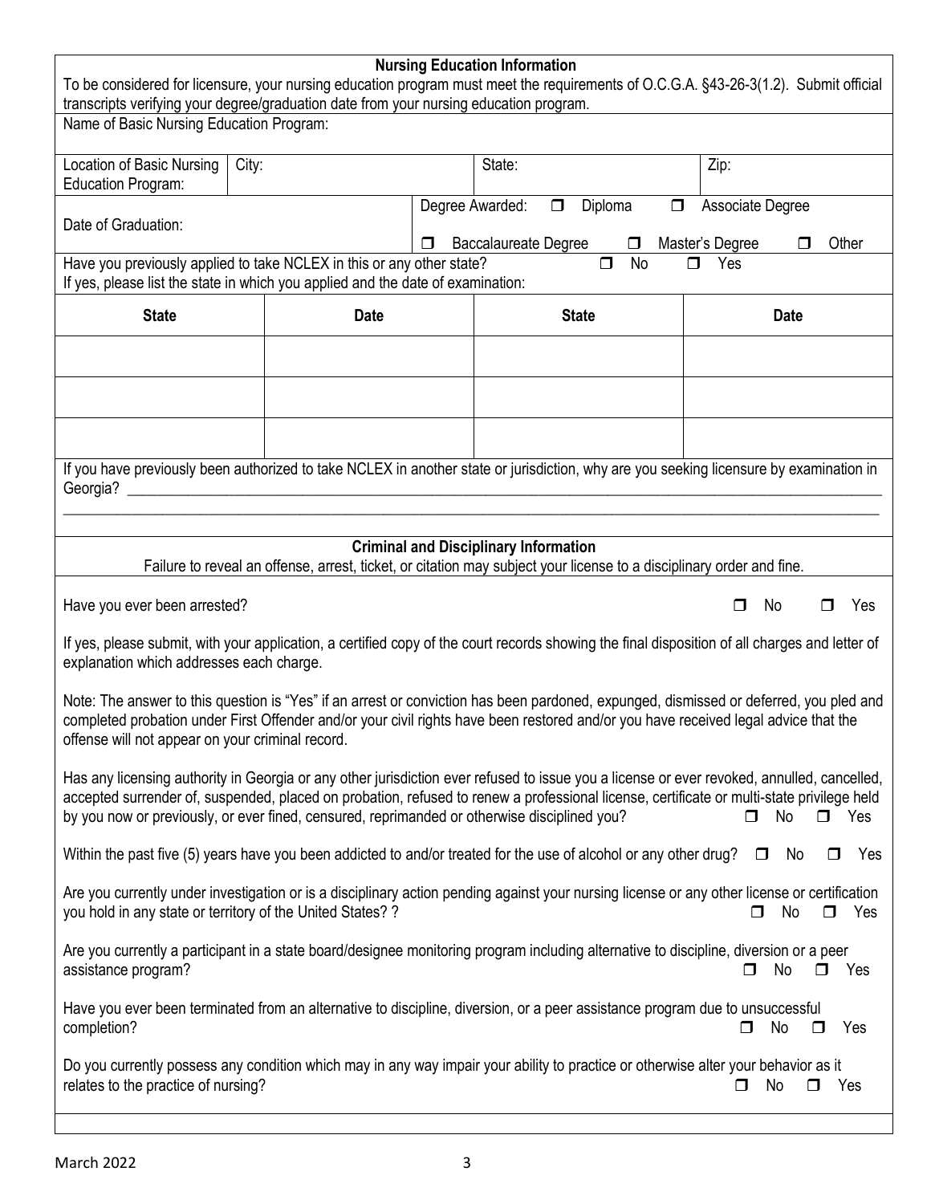## Nursing Education Information

To be considered for licensure, your nursing education program must meet the requirements of O.C.G.A. §43-26-3(1.2). Submit official transcripts verifying your degree/graduation date from your nursing education program.

Name of Basic Nursing Education Program:

| Location of Basic Nursing Education Program: | City: | State: | Zip: |
|---|---|---|---|

Date of Graduation:

Degree Awarded: ☐ Diploma ☐ Associate Degree ☐ Baccalaureate Degree ☐ Master's Degree ☐ Other

Have you previously applied to take NCLEX in this or any other state? ☐ No ☐ Yes

If yes, please list the state in which you applied and the date of examination:

| State | Date | State | Date |
|---|---|---|---|
| | | | |
| | | | |
| | | | |

If you have previously been authorized to take NCLEX in another state or jurisdiction, why are you seeking licensure by examination in Georgia? ________________________________________________

________________________________________________________________

## Criminal and Disciplinary Information

Failure to reveal an offense, arrest, ticket, or citation may subject your license to a disciplinary order and fine.

Have you ever been arrested? ☐ No ☐ Yes

If yes, please submit, with your application, a certified copy of the court records showing the final disposition of all charges and letter of explanation which addresses each charge.

Note: The answer to this question is "Yes" if an arrest or conviction has been pardoned, expunged, dismissed or deferred, you pled and completed probation under First Offender and/or your civil rights have been restored and/or you have received legal advice that the offense will not appear on your criminal record.

Has any licensing authority in Georgia or any other jurisdiction ever refused to issue you a license or ever revoked, annulled, cancelled, accepted surrender of, suspended, placed on probation, refused to renew a professional license, certificate or multi-state privilege held by you now or previously, or ever fined, censured, reprimanded or otherwise disciplined you? ☐ No ☐ Yes

Within the past five (5) years have you been addicted to and/or treated for the use of alcohol or any other drug? ☐ No ☐ Yes

Are you currently under investigation or is a disciplinary action pending against your nursing license or any other license or certification you hold in any state or territory of the United States? ? ☐ No ☐ Yes

Are you currently a participant in a state board/designee monitoring program including alternative to discipline, diversion or a peer assistance program? ☐ No ☐ Yes

Have you ever been terminated from an alternative to discipline, diversion, or a peer assistance program due to unsuccessful completion? ☐ No ☐ Yes

Do you currently possess any condition which may in any way impair your ability to practice or otherwise alter your behavior as it relates to the practice of nursing? ☐ No ☐ Yes

March 2022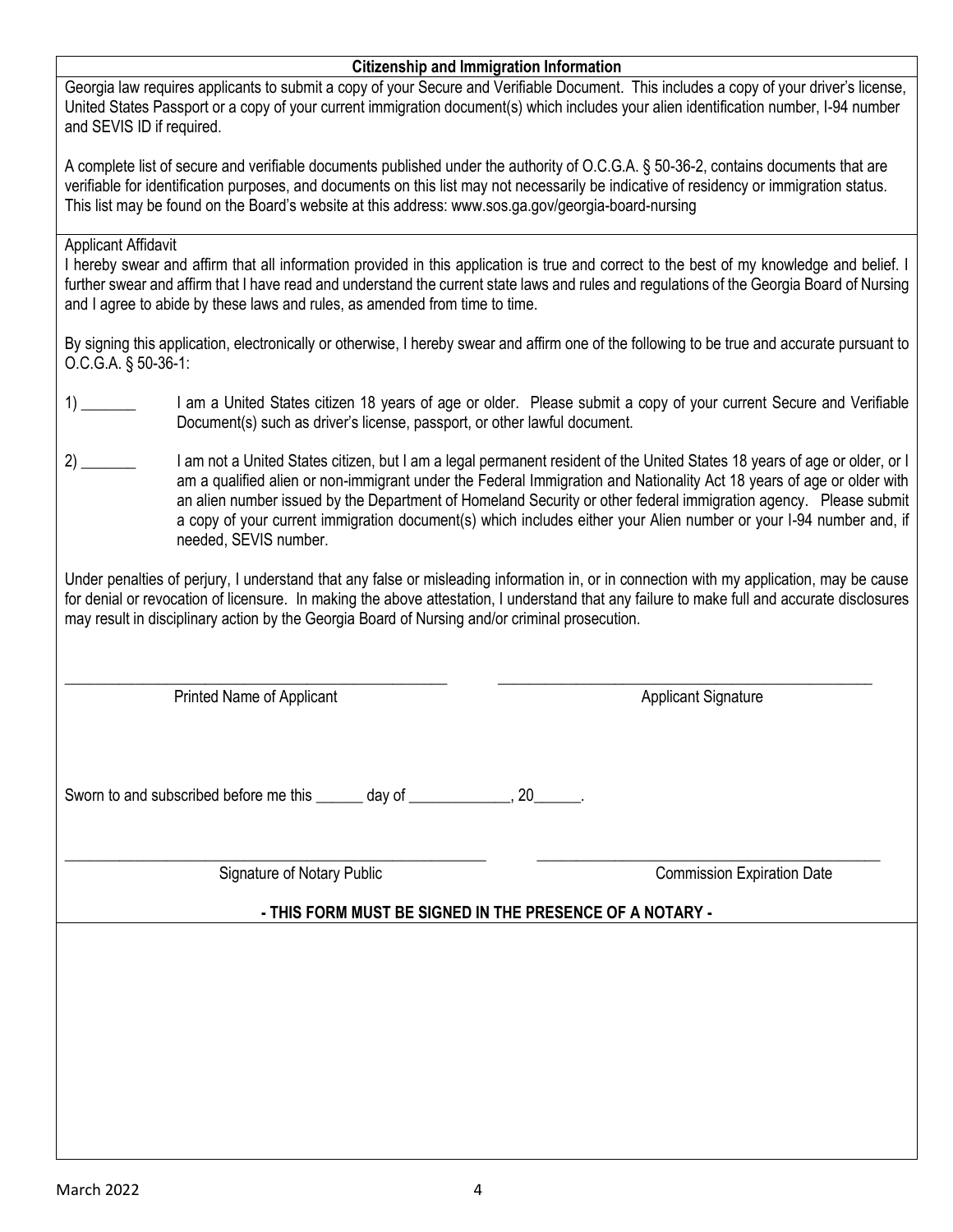## Citizenship and Immigration Information

Georgia law requires applicants to submit a copy of your Secure and Verifiable Document. This includes a copy of your driver's license, United States Passport or a copy of your current immigration document(s) which includes your alien identification number, I-94 number and SEVIS ID if required.

A complete list of secure and verifiable documents published under the authority of O.C.G.A. § 50-36-2, contains documents that are verifiable for identification purposes, and documents on this list may not necessarily be indicative of residency or immigration status. This list may be found on the Board's website at this address: www.sos.ga.gov/georgia-board-nursing

Applicant Affidavit

I hereby swear and affirm that all information provided in this application is true and correct to the best of my knowledge and belief. I further swear and affirm that I have read and understand the current state laws and rules and regulations of the Georgia Board of Nursing and I agree to abide by these laws and rules, as amended from time to time.

By signing this application, electronically or otherwise, I hereby swear and affirm one of the following to be true and accurate pursuant to O.C.G.A. § 50-36-1:

1) _______ I am a United States citizen 18 years of age or older. Please submit a copy of your current Secure and Verifiable Document(s) such as driver's license, passport, or other lawful document.

2) _______ I am not a United States citizen, but I am a legal permanent resident of the United States 18 years of age or older, or I am a qualified alien or non-immigrant under the Federal Immigration and Nationality Act 18 years of age or older with an alien number issued by the Department of Homeland Security or other federal immigration agency. Please submit a copy of your current immigration document(s) which includes either your Alien number or your I-94 number and, if needed, SEVIS number.

Under penalties of perjury, I understand that any false or misleading information in, or in connection with my application, may be cause for denial or revocation of licensure. In making the above attestation, I understand that any failure to make full and accurate disclosures may result in disciplinary action by the Georgia Board of Nursing and/or criminal prosecution.

_______________________________ Printed Name of Applicant

_______________________________ Applicant Signature

Sworn to and subscribed before me this ______ day of _____________, 20______.

_______________________________ Signature of Notary Public

_______________________________ Commission Expiration Date

**- THIS FORM MUST BE SIGNED IN THE PRESENCE OF A NOTARY -**

March 2022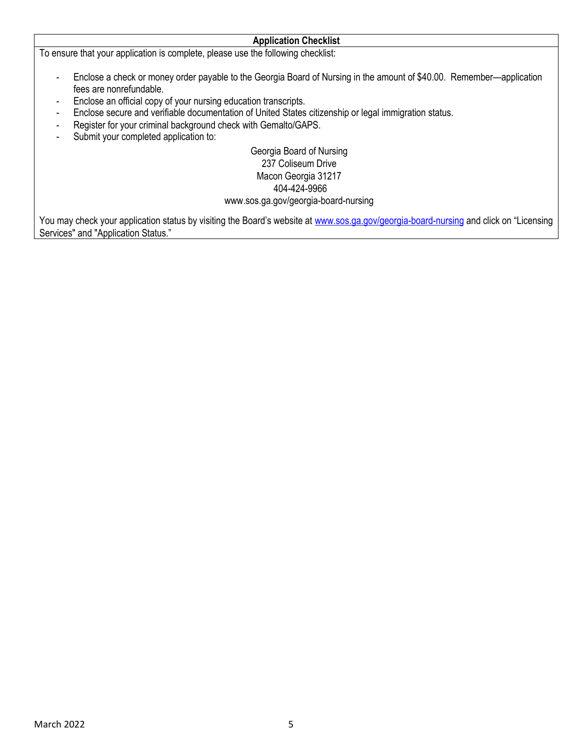## Application Checklist

To ensure that your application is complete, please use the following checklist:

- Enclose a check or money order payable to the Georgia Board of Nursing in the amount of $40.00. Remember—application fees are nonrefundable.
- Enclose an official copy of your nursing education transcripts.
- Enclose secure and verifiable documentation of United States citizenship or legal immigration status.
- Register for your criminal background check with Gemalto/GAPS.
- Submit your completed application to:

Georgia Board of Nursing
237 Coliseum Drive
Macon Georgia 31217
404-424-9966
www.sos.ga.gov/georgia-board-nursing

You may check your application status by visiting the Board's website at [www.sos.ga.gov/georgia-board-nursing](http://www.sos.ga.gov/georgia-board-nursing) and click on "Licensing Services" and "Application Status."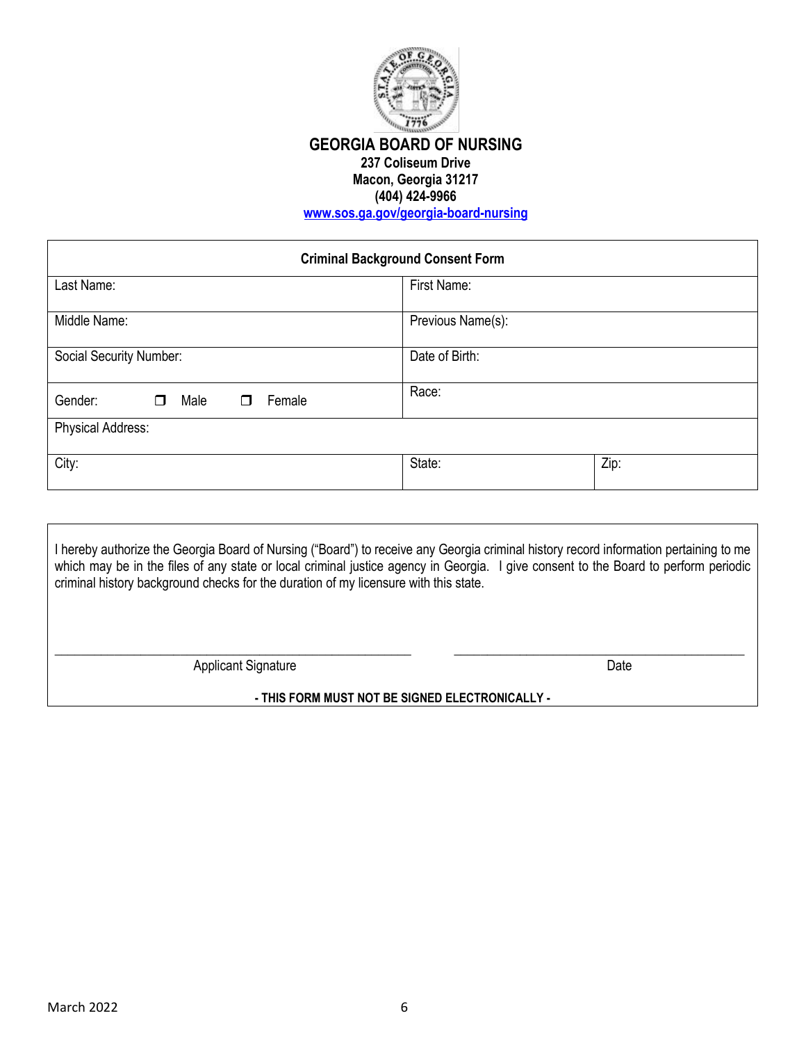# GEORGIA BOARD OF NURSING

**237 Coliseum Drive**
**Macon, Georgia 31217**
**(404) 424-9966**
**www.sos.ga.gov/georgia-board-nursing**

| **Criminal Background Consent Form** | | |
|---|---|---|
| Last Name: | First Name: | |
| Middle Name: | Previous Name(s): | |
| Social Security Number: | Date of Birth: | |
| Gender: ☐ Male ☐ Female | Race: | |
| Physical Address: | | |
| City: | State: | Zip: |

I hereby authorize the Georgia Board of Nursing ("Board") to receive any Georgia criminal history record information pertaining to me which may be in the files of any state or local criminal justice agency in Georgia. I give consent to the Board to perform periodic criminal history background checks for the duration of my licensure with this state.

\_\_\_\_\_\_\_\_\_\_\_\_\_\_\_\_\_\_\_\_\_\_\_\_\_\_\_\_\_\_\_\_\_\_\_\_\_\_\_\_ \_\_\_\_\_\_\_\_\_\_\_\_\_\_\_\_\_\_\_\_\_\_\_\_\_\_\_\_\_\_\_\_\_\_\_\_

Applicant Signature Date

**- THIS FORM MUST NOT BE SIGNED ELECTRONICALLY -**

March 2022